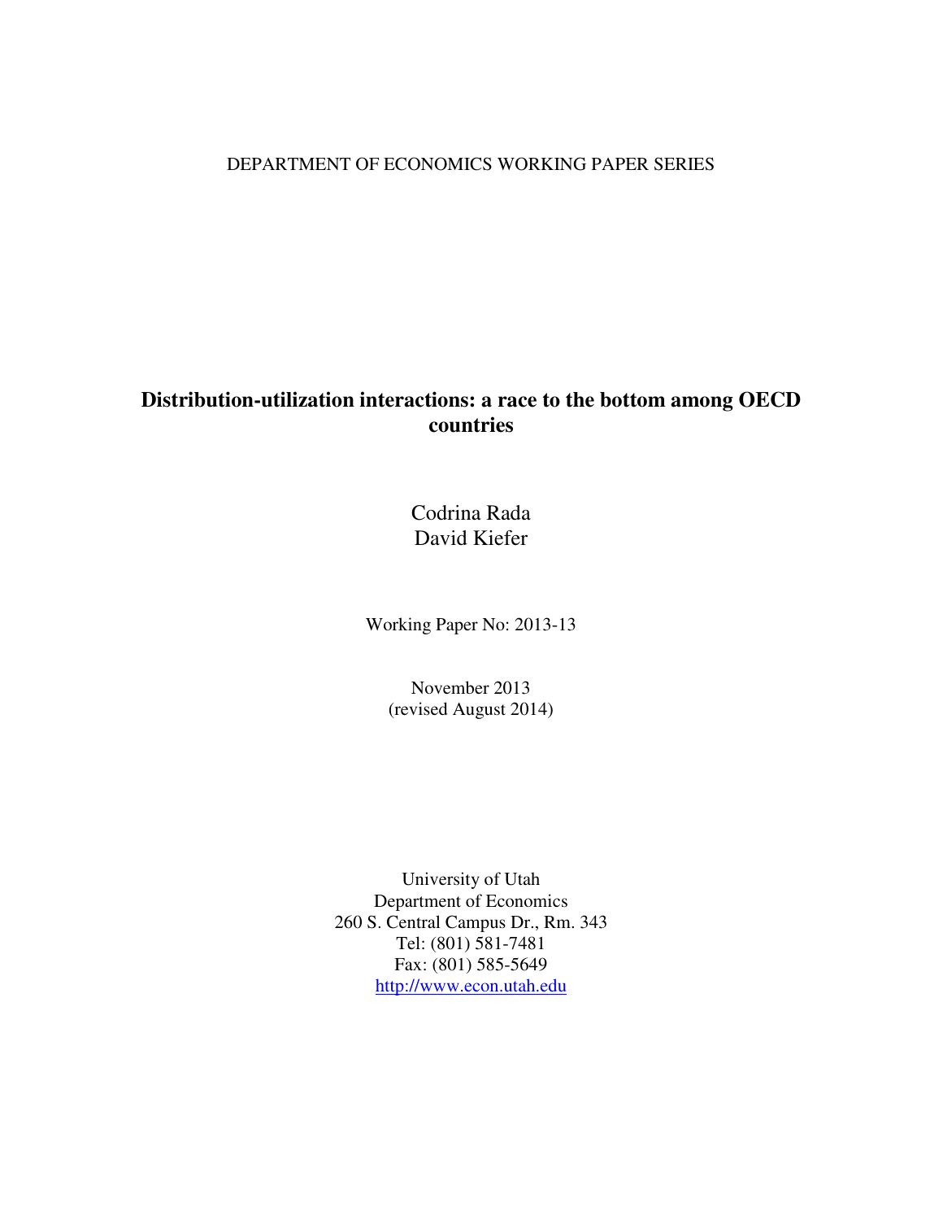DEPARTMENT OF ECONOMICS WORKING PAPER SERIES

# Distribution-utilization interactions: a race to the bottom among OECD countries

Codrina Rada
David Kiefer

Working Paper No: 2013-13

November 2013
(revised August 2014)

University of Utah
Department of Economics
260 S. Central Campus Dr., Rm. 343
Tel: (801) 581-7481
Fax: (801) 585-5649
http://www.econ.utah.edu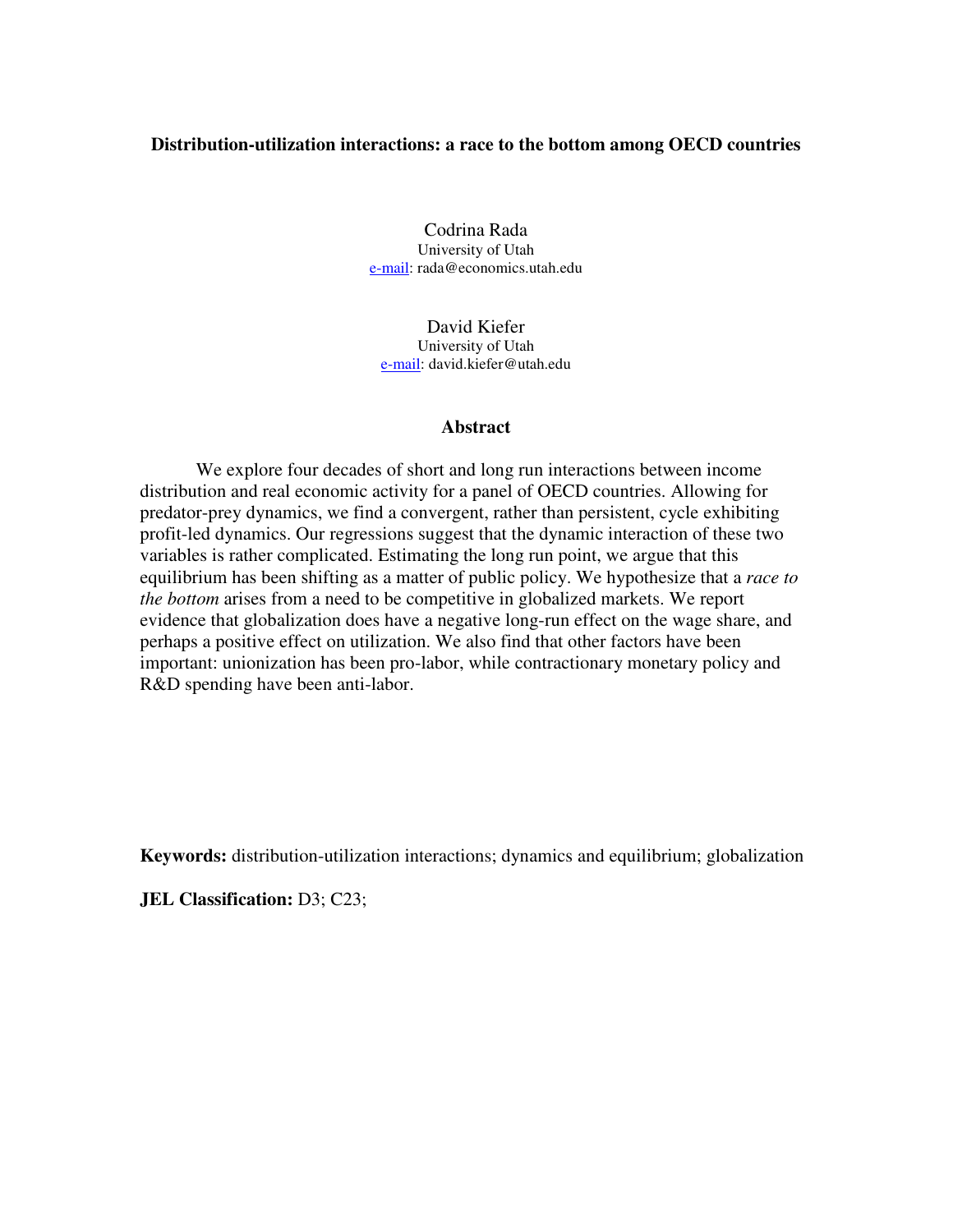# Distribution-utilization interactions: a race to the bottom among OECD countries

Codrina Rada
University of Utah
e-mail: rada@economics.utah.edu

David Kiefer
University of Utah
e-mail: david.kiefer@utah.edu

## Abstract

We explore four decades of short and long run interactions between income distribution and real economic activity for a panel of OECD countries. Allowing for predator-prey dynamics, we find a convergent, rather than persistent, cycle exhibiting profit-led dynamics. Our regressions suggest that the dynamic interaction of these two variables is rather complicated. Estimating the long run point, we argue that this equilibrium has been shifting as a matter of public policy. We hypothesize that a *race to the bottom* arises from a need to be competitive in globalized markets. We report evidence that globalization does have a negative long-run effect on the wage share, and perhaps a positive effect on utilization. We also find that other factors have been important: unionization has been pro-labor, while contractionary monetary policy and R&D spending have been anti-labor.

**Keywords:** distribution-utilization interactions; dynamics and equilibrium; globalization

**JEL Classification:** D3; C23;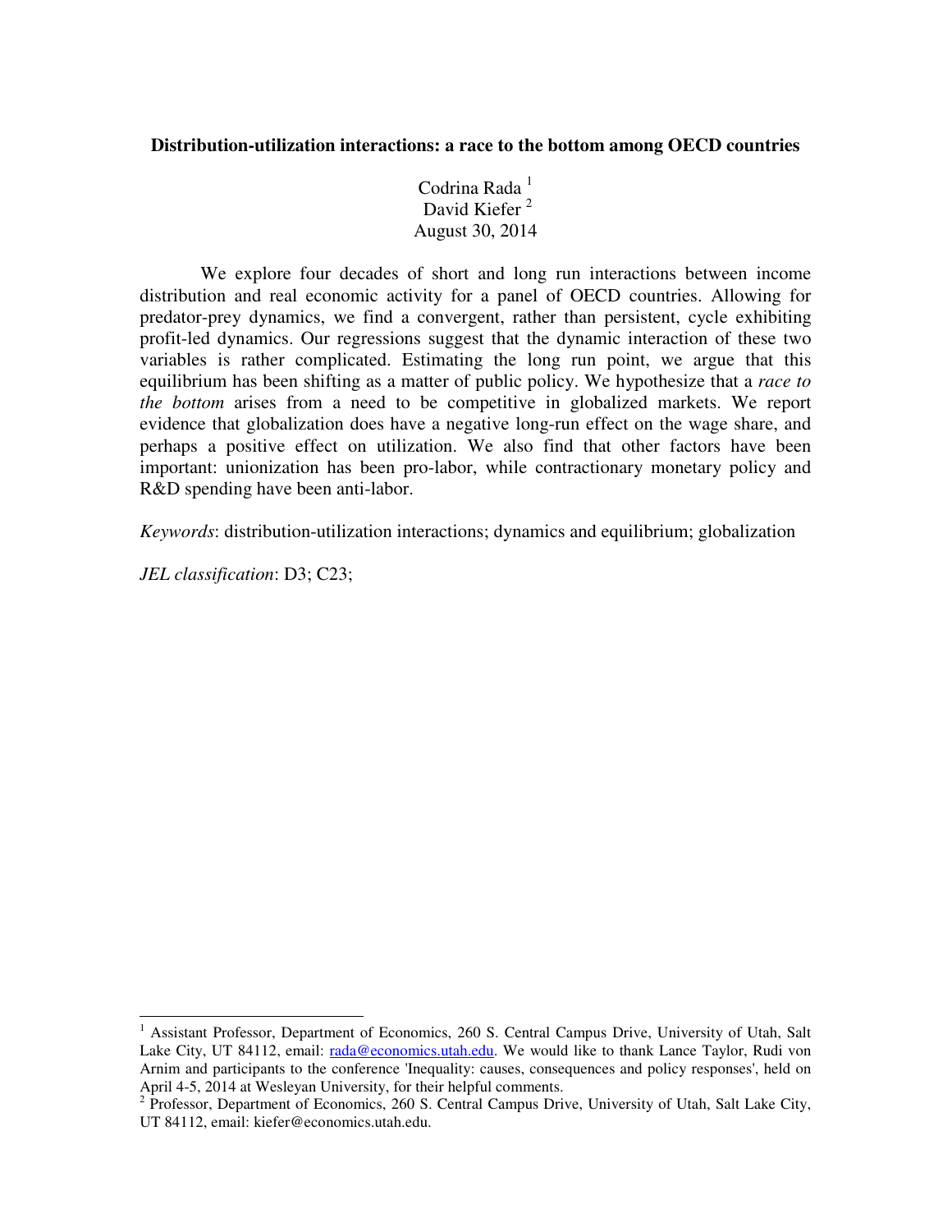**Distribution-utilization interactions: a race to the bottom among OECD countries**

Codrina Rada [1]
David Kiefer [2]
August 30, 2014

We explore four decades of short and long run interactions between income distribution and real economic activity for a panel of OECD countries. Allowing for predator-prey dynamics, we find a convergent, rather than persistent, cycle exhibiting profit-led dynamics. Our regressions suggest that the dynamic interaction of these two variables is rather complicated. Estimating the long run point, we argue that this equilibrium has been shifting as a matter of public policy. We hypothesize that a *race to the bottom* arises from a need to be competitive in globalized markets. We report evidence that globalization does have a negative long-run effect on the wage share, and perhaps a positive effect on utilization. We also find that other factors have been important: unionization has been pro-labor, while contractionary monetary policy and R&D spending have been anti-labor.

*Keywords*: distribution-utilization interactions; dynamics and equilibrium; globalization

*JEL classification*: D3; C23;

---

[1] Assistant Professor, Department of Economics, 260 S. Central Campus Drive, University of Utah, Salt Lake City, UT 84112, email: rada@economics.utah.edu. We would like to thank Lance Taylor, Rudi von Arnim and participants to the conference 'Inequality: causes, consequences and policy responses', held on April 4-5, 2014 at Wesleyan University, for their helpful comments.

[2] Professor, Department of Economics, 260 S. Central Campus Drive, University of Utah, Salt Lake City, UT 84112, email: kiefer@economics.utah.edu.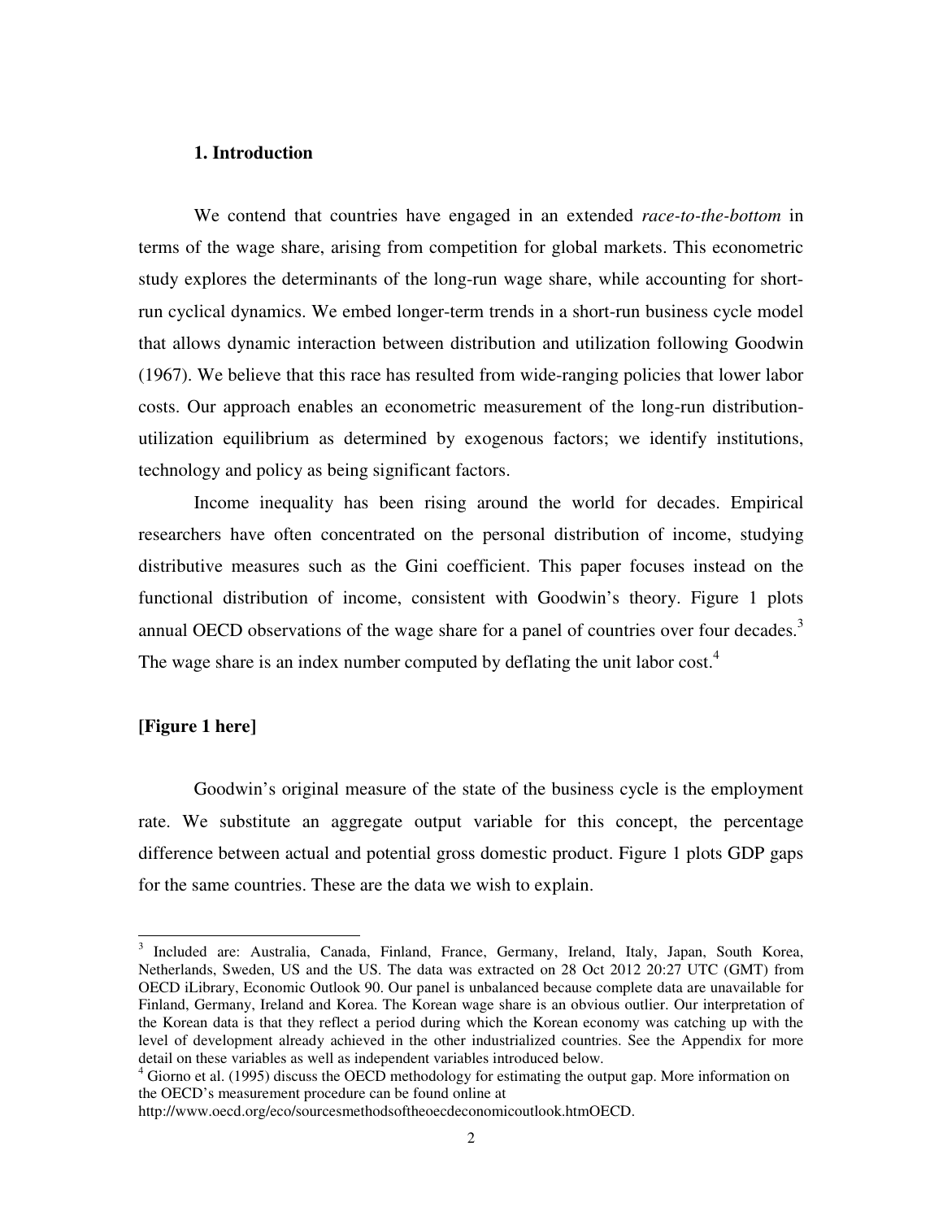## 1. Introduction

We contend that countries have engaged in an extended *race-to-the-bottom* in terms of the wage share, arising from competition for global markets. This econometric study explores the determinants of the long-run wage share, while accounting for short-run cyclical dynamics. We embed longer-term trends in a short-run business cycle model that allows dynamic interaction between distribution and utilization following Goodwin (1967). We believe that this race has resulted from wide-ranging policies that lower labor costs. Our approach enables an econometric measurement of the long-run distribution-utilization equilibrium as determined by exogenous factors; we identify institutions, technology and policy as being significant factors.

Income inequality has been rising around the world for decades. Empirical researchers have often concentrated on the personal distribution of income, studying distributive measures such as the Gini coefficient. This paper focuses instead on the functional distribution of income, consistent with Goodwin's theory. Figure 1 plots annual OECD observations of the wage share for a panel of countries over four decades.[3] The wage share is an index number computed by deflating the unit labor cost.[4]

**[Figure 1 here]**

Goodwin's original measure of the state of the business cycle is the employment rate. We substitute an aggregate output variable for this concept, the percentage difference between actual and potential gross domestic product. Figure 1 plots GDP gaps for the same countries. These are the data we wish to explain.

---

[3] Included are: Australia, Canada, Finland, France, Germany, Ireland, Italy, Japan, South Korea, Netherlands, Sweden, US and the US. The data was extracted on 28 Oct 2012 20:27 UTC (GMT) from OECD iLibrary, Economic Outlook 90. Our panel is unbalanced because complete data are unavailable for Finland, Germany, Ireland and Korea. The Korean wage share is an obvious outlier. Our interpretation of the Korean data is that they reflect a period during which the Korean economy was catching up with the level of development already achieved in the other industrialized countries. See the Appendix for more detail on these variables as well as independent variables introduced below.

[4] Giorno et al. (1995) discuss the OECD methodology for estimating the output gap. More information on the OECD's measurement procedure can be found online at http://www.oecd.org/eco/sourcesmethodsoftheoecdeconomicoutlook.htmOECD.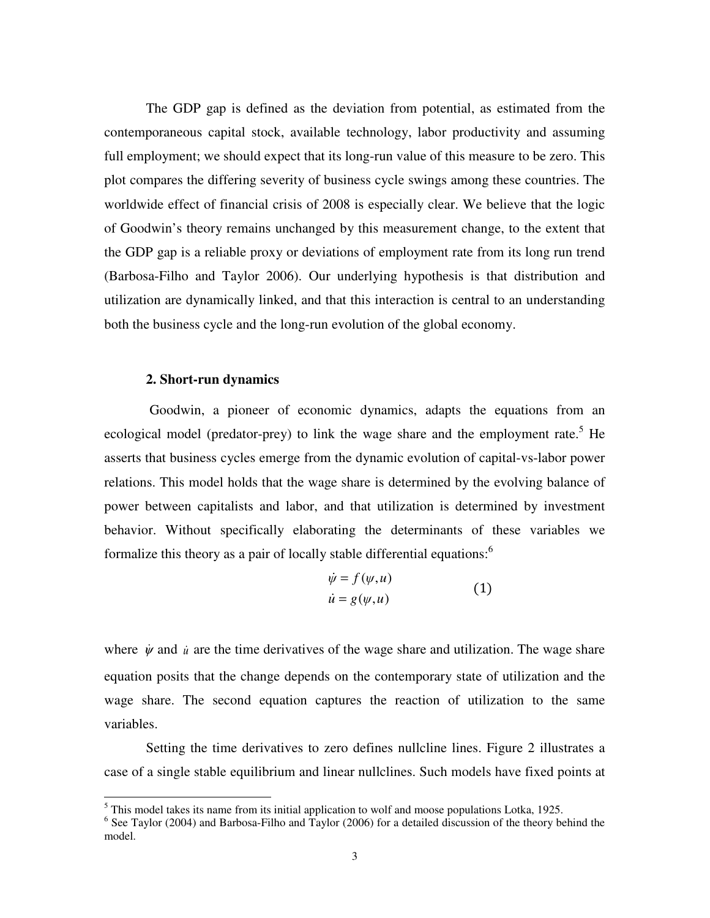The GDP gap is defined as the deviation from potential, as estimated from the contemporaneous capital stock, available technology, labor productivity and assuming full employment; we should expect that its long-run value of this measure to be zero. This plot compares the differing severity of business cycle swings among these countries. The worldwide effect of financial crisis of 2008 is especially clear. We believe that the logic of Goodwin's theory remains unchanged by this measurement change, to the extent that the GDP gap is a reliable proxy or deviations of employment rate from its long run trend (Barbosa-Filho and Taylor 2006). Our underlying hypothesis is that distribution and utilization are dynamically linked, and that this interaction is central to an understanding both the business cycle and the long-run evolution of the global economy.

## 2. Short-run dynamics

Goodwin, a pioneer of economic dynamics, adapts the equations from an ecological model (predator-prey) to link the wage share and the employment rate.[5] He asserts that business cycles emerge from the dynamic evolution of capital-vs-labor power relations. This model holds that the wage share is determined by the evolving balance of power between capitalists and labor, and that utilization is determined by investment behavior. Without specifically elaborating the determinants of these variables we formalize this theory as a pair of locally stable differential equations:[6]

$$\begin{aligned} \dot{\psi} &= f(\psi, u) \\ \dot{u} &= g(\psi, u) \end{aligned} \qquad (1)$$

where $\dot{\psi}$ and $\dot{u}$ are the time derivatives of the wage share and utilization. The wage share equation posits that the change depends on the contemporary state of utilization and the wage share. The second equation captures the reaction of utilization to the same variables.

Setting the time derivatives to zero defines nullcline lines. Figure 2 illustrates a case of a single stable equilibrium and linear nullclines. Such models have fixed points at

---

[5] This model takes its name from its initial application to wolf and moose populations Lotka, 1925.

[6] See Taylor (2004) and Barbosa-Filho and Taylor (2006) for a detailed discussion of the theory behind the model.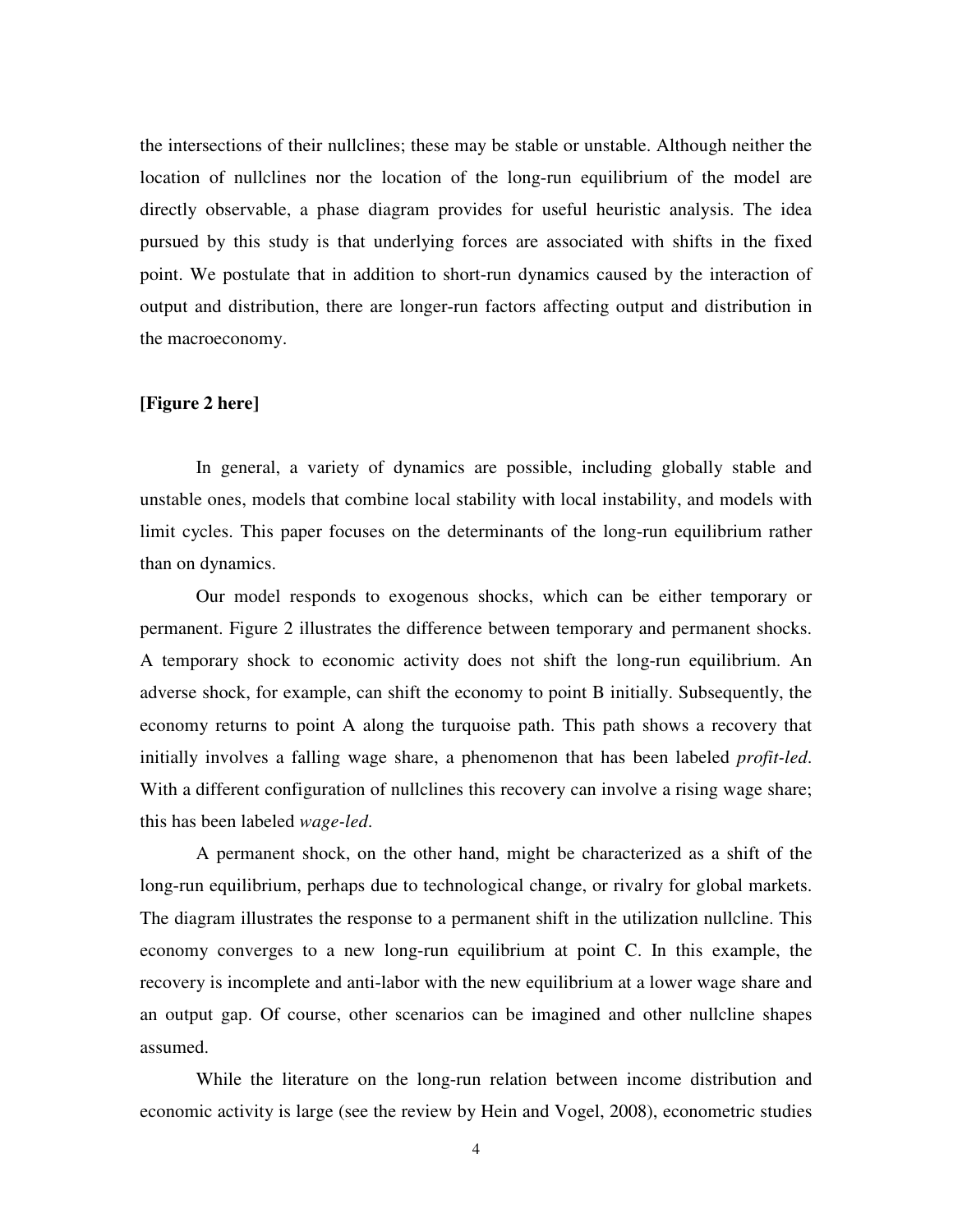the intersections of their nullclines; these may be stable or unstable. Although neither the location of nullclines nor the location of the long-run equilibrium of the model are directly observable, a phase diagram provides for useful heuristic analysis. The idea pursued by this study is that underlying forces are associated with shifts in the fixed point. We postulate that in addition to short-run dynamics caused by the interaction of output and distribution, there are longer-run factors affecting output and distribution in the macroeconomy.

**[Figure 2 here]**

In general, a variety of dynamics are possible, including globally stable and unstable ones, models that combine local stability with local instability, and models with limit cycles. This paper focuses on the determinants of the long-run equilibrium rather than on dynamics.

Our model responds to exogenous shocks, which can be either temporary or permanent. Figure 2 illustrates the difference between temporary and permanent shocks. A temporary shock to economic activity does not shift the long-run equilibrium. An adverse shock, for example, can shift the economy to point B initially. Subsequently, the economy returns to point A along the turquoise path. This path shows a recovery that initially involves a falling wage share, a phenomenon that has been labeled *profit-led*. With a different configuration of nullclines this recovery can involve a rising wage share; this has been labeled *wage-led*.

A permanent shock, on the other hand, might be characterized as a shift of the long-run equilibrium, perhaps due to technological change, or rivalry for global markets. The diagram illustrates the response to a permanent shift in the utilization nullcline. This economy converges to a new long-run equilibrium at point C. In this example, the recovery is incomplete and anti-labor with the new equilibrium at a lower wage share and an output gap. Of course, other scenarios can be imagined and other nullcline shapes assumed.

While the literature on the long-run relation between income distribution and economic activity is large (see the review by Hein and Vogel, 2008), econometric studies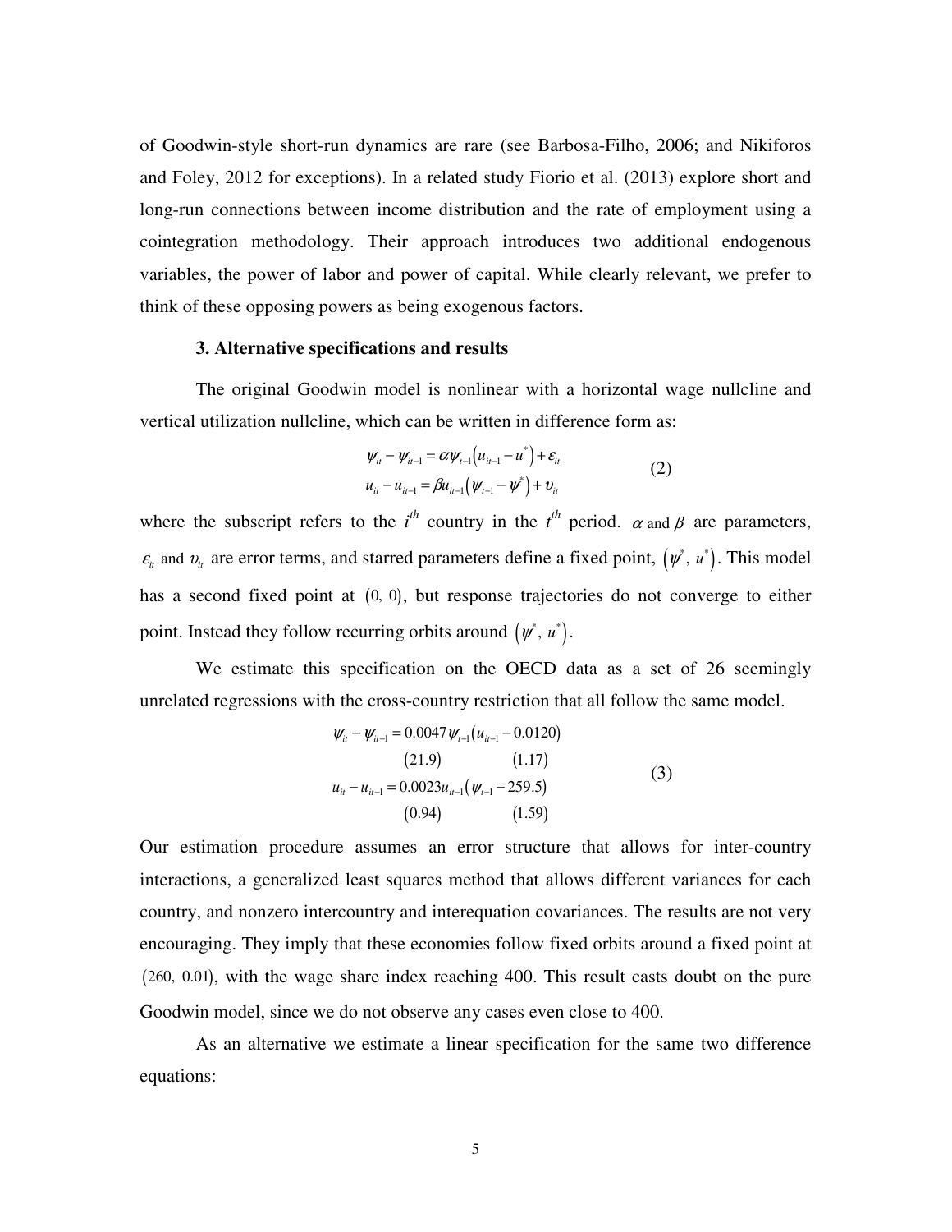of Goodwin-style short-run dynamics are rare (see Barbosa-Filho, 2006; and Nikiforos and Foley, 2012 for exceptions). In a related study Fiorio et al. (2013) explore short and long-run connections between income distribution and the rate of employment using a cointegration methodology. Their approach introduces two additional endogenous variables, the power of labor and power of capital. While clearly relevant, we prefer to think of these opposing powers as being exogenous factors.

### 3. Alternative specifications and results

The original Goodwin model is nonlinear with a horizontal wage nullcline and vertical utilization nullcline, which can be written in difference form as:

$$\begin{aligned} \psi_{it} - \psi_{it-1} &= \alpha \psi_{t-1}\left(u_{it-1} - u^*\right) + \varepsilon_{it} \\ u_{it} - u_{it-1} &= \beta u_{it-1}\left(\psi_{t-1} - \psi^*\right) + \upsilon_{it} \end{aligned} \tag{2}$$

where the subscript refers to the $i^{th}$ country in the $t^{th}$ period. $\alpha$ and $\beta$ are parameters, $\varepsilon_{it}$ and $\upsilon_{it}$ are error terms, and starred parameters define a fixed point, $\left(\psi^*, u^*\right)$. This model has a second fixed point at $(0, 0)$, but response trajectories do not converge to either point. Instead they follow recurring orbits around $\left(\psi^*, u^*\right)$.

We estimate this specification on the OECD data as a set of 26 seemingly unrelated regressions with the cross-country restriction that all follow the same model.

$$\begin{aligned} \psi_{it} - \psi_{it-1} &= \underset{(21.9)}{0.0047}\psi_{t-1}\left(u_{it-1} - \underset{(1.17)}{0.0120}\right) \\ u_{it} - u_{it-1} &= \underset{(0.94)}{0.0023}u_{it-1}\left(\psi_{t-1} - \underset{(1.59)}{259.5}\right) \end{aligned} \tag{3}$$

Our estimation procedure assumes an error structure that allows for inter-country interactions, a generalized least squares method that allows different variances for each country, and nonzero intercountry and interequation covariances. The results are not very encouraging. They imply that these economies follow fixed orbits around a fixed point at $(260, 0.01)$, with the wage share index reaching 400. This result casts doubt on the pure Goodwin model, since we do not observe any cases even close to 400.

As an alternative we estimate a linear specification for the same two difference equations: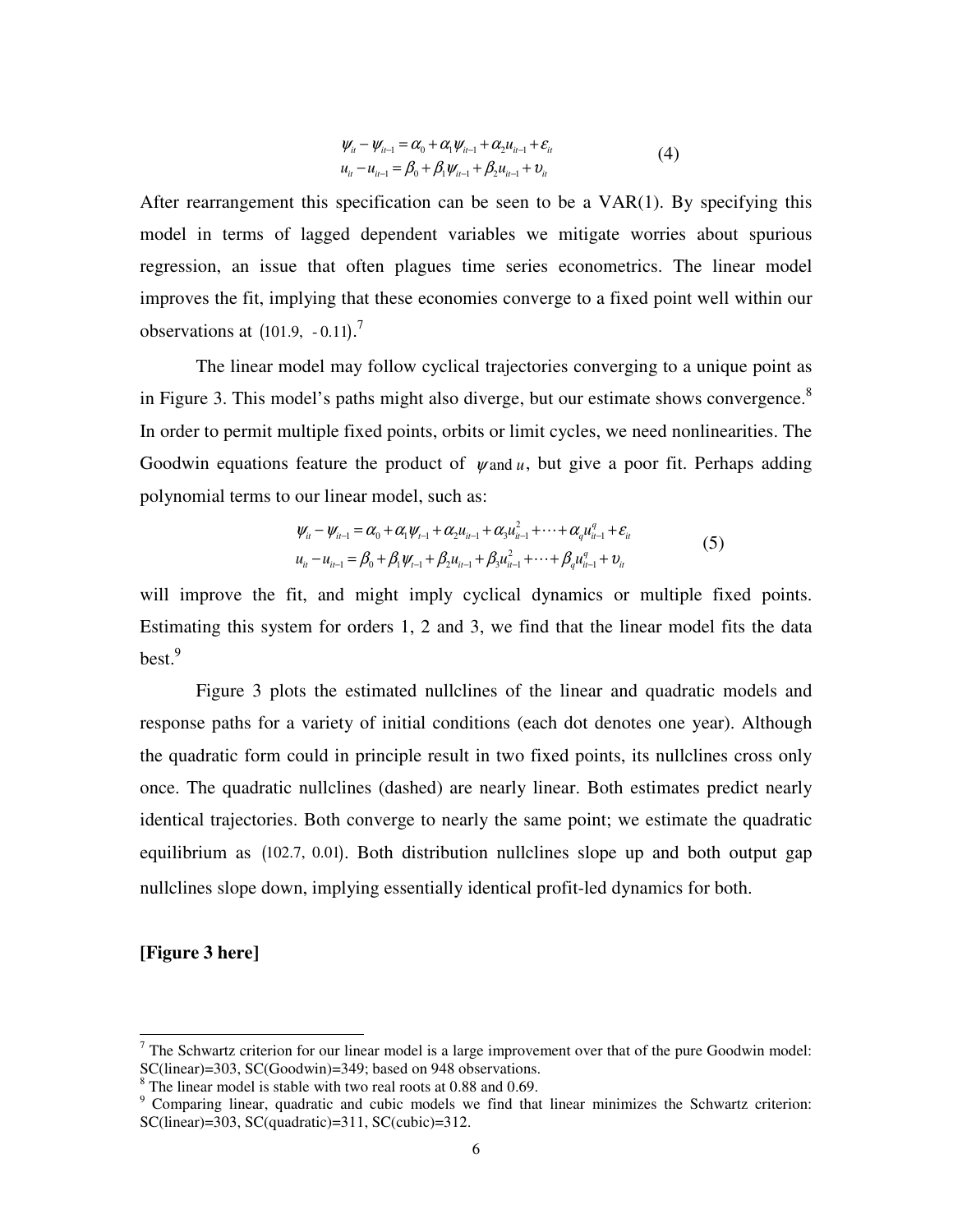$$
\begin{aligned}
\psi_{it} - \psi_{it-1} &= \alpha_0 + \alpha_1 \psi_{it-1} + \alpha_2 u_{it-1} + \varepsilon_{it} \\
u_{it} - u_{it-1} &= \beta_0 + \beta_1 \psi_{it-1} + \beta_2 u_{it-1} + \upsilon_{it}
\end{aligned} \tag{4}
$$

After rearrangement this specification can be seen to be a VAR(1). By specifying this model in terms of lagged dependent variables we mitigate worries about spurious regression, an issue that often plagues time series econometrics. The linear model improves the fit, implying that these economies converge to a fixed point well within our observations at $(101.9,\ -0.11)$.[7]

The linear model may follow cyclical trajectories converging to a unique point as in Figure 3. This model's paths might also diverge, but our estimate shows convergence.[8] In order to permit multiple fixed points, orbits or limit cycles, we need nonlinearities. The Goodwin equations feature the product of $\psi$ and $u$, but give a poor fit. Perhaps adding polynomial terms to our linear model, such as:

$$
\begin{aligned}
\psi_{it} - \psi_{it-1} &= \alpha_0 + \alpha_1 \psi_{t-1} + \alpha_2 u_{it-1} + \alpha_3 u_{it-1}^2 + \cdots + \alpha_q u_{it-1}^q + \varepsilon_{it} \\
u_{it} - u_{it-1} &= \beta_0 + \beta_1 \psi_{t-1} + \beta_2 u_{it-1} + \beta_3 u_{it-1}^2 + \cdots + \beta_q u_{it-1}^q + \upsilon_{it}
\end{aligned} \tag{5}
$$

will improve the fit, and might imply cyclical dynamics or multiple fixed points. Estimating this system for orders 1, 2 and 3, we find that the linear model fits the data best.[9]

Figure 3 plots the estimated nullclines of the linear and quadratic models and response paths for a variety of initial conditions (each dot denotes one year). Although the quadratic form could in principle result in two fixed points, its nullclines cross only once. The quadratic nullclines (dashed) are nearly linear. Both estimates predict nearly identical trajectories. Both converge to nearly the same point; we estimate the quadratic equilibrium as $(102.7,\ 0.01)$. Both distribution nullclines slope up and both output gap nullclines slope down, implying essentially identical profit-led dynamics for both.

**[Figure 3 here]**

---

[7] The Schwartz criterion for our linear model is a large improvement over that of the pure Goodwin model: SC(linear)=303, SC(Goodwin)=349; based on 948 observations.

[8] The linear model is stable with two real roots at 0.88 and 0.69.

[9] Comparing linear, quadratic and cubic models we find that linear minimizes the Schwartz criterion: SC(linear)=303, SC(quadratic)=311, SC(cubic)=312.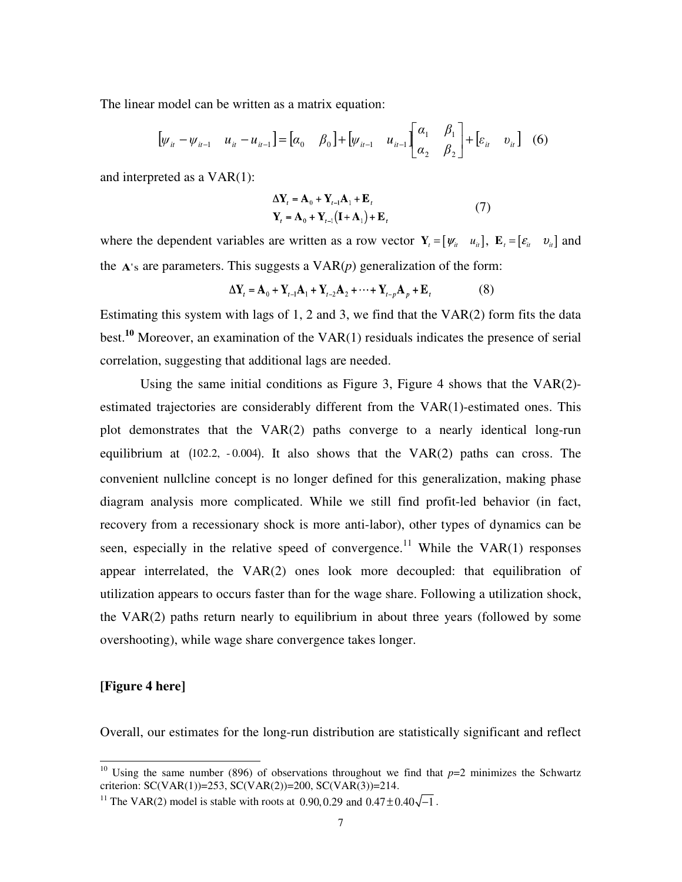The linear model can be written as a matrix equation:

$$[\psi_{it} - \psi_{it-1} \quad u_{it} - u_{it-1}] = [\alpha_0 \quad \beta_0] + [\psi_{it-1} \quad u_{it-1}] \begin{bmatrix} \alpha_1 & \beta_1 \\ \alpha_2 & \beta_2 \end{bmatrix} + [\varepsilon_{it} \quad \upsilon_{it}] \quad (6)$$

and interpreted as a VAR(1):

$$\begin{aligned} \Delta \mathbf{Y}_t &= \mathbf{A}_0 + \mathbf{Y}_{t-1}\mathbf{A}_1 + \mathbf{E}_t \\ \mathbf{Y}_t &= \mathbf{A}_0 + \mathbf{Y}_{t-1}(\mathbf{I} + \mathbf{A}_1) + \mathbf{E}_t \end{aligned} \quad (7)$$

where the dependent variables are written as a row vector $\mathbf{Y}_t = [\psi_{it} \quad u_{it}]$, $\mathbf{E}_t = [\varepsilon_{it} \quad \upsilon_{it}]$ and the $\mathbf{A}$'s are parameters. This suggests a VAR(*p*) generalization of the form:

$$\Delta \mathbf{Y}_t = \mathbf{A}_0 + \mathbf{Y}_{t-1}\mathbf{A}_1 + \mathbf{Y}_{t-2}\mathbf{A}_2 + \cdots + \mathbf{Y}_{t-p}\mathbf{A}_p + \mathbf{E}_t \quad (8)$$

Estimating this system with lags of 1, 2 and 3, we find that the VAR(2) form fits the data best.[10] Moreover, an examination of the VAR(1) residuals indicates the presence of serial correlation, suggesting that additional lags are needed.

Using the same initial conditions as Figure 3, Figure 4 shows that the VAR(2)-estimated trajectories are considerably different from the VAR(1)-estimated ones. This plot demonstrates that the VAR(2) paths converge to a nearly identical long-run equilibrium at $(102.2, -0.004)$. It also shows that the VAR(2) paths can cross. The convenient nullcline concept is no longer defined for this generalization, making phase diagram analysis more complicated. While we still find profit-led behavior (in fact, recovery from a recessionary shock is more anti-labor), other types of dynamics can be seen, especially in the relative speed of convergence.[11] While the VAR(1) responses appear interrelated, the VAR(2) ones look more decoupled: that equilibration of utilization appears to occurs faster than for the wage share. Following a utilization shock, the VAR(2) paths return nearly to equilibrium in about three years (followed by some overshooting), while wage share convergence takes longer.

**[Figure 4 here]**

Overall, our estimates for the long-run distribution are statistically significant and reflect

---

[10] Using the same number (896) of observations throughout we find that *p*=2 minimizes the Schwartz criterion: SC(VAR(1))=253, SC(VAR(2))=200, SC(VAR(3))=214.

[11] The VAR(2) model is stable with roots at $0.90, 0.29$ and $0.47 \pm 0.40\sqrt{-1}$.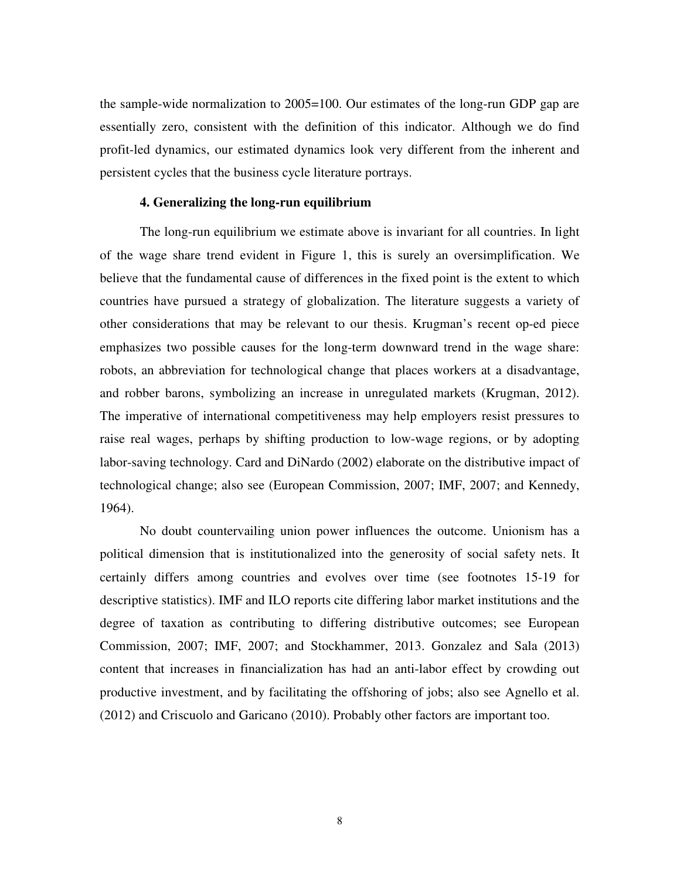the sample-wide normalization to 2005=100. Our estimates of the long-run GDP gap are essentially zero, consistent with the definition of this indicator. Although we do find profit-led dynamics, our estimated dynamics look very different from the inherent and persistent cycles that the business cycle literature portrays.

### 4. Generalizing the long-run equilibrium

The long-run equilibrium we estimate above is invariant for all countries. In light of the wage share trend evident in Figure 1, this is surely an oversimplification. We believe that the fundamental cause of differences in the fixed point is the extent to which countries have pursued a strategy of globalization. The literature suggests a variety of other considerations that may be relevant to our thesis. Krugman's recent op-ed piece emphasizes two possible causes for the long-term downward trend in the wage share: robots, an abbreviation for technological change that places workers at a disadvantage, and robber barons, symbolizing an increase in unregulated markets (Krugman, 2012). The imperative of international competitiveness may help employers resist pressures to raise real wages, perhaps by shifting production to low-wage regions, or by adopting labor-saving technology. Card and DiNardo (2002) elaborate on the distributive impact of technological change; also see (European Commission, 2007; IMF, 2007; and Kennedy, 1964).

No doubt countervailing union power influences the outcome. Unionism has a political dimension that is institutionalized into the generosity of social safety nets. It certainly differs among countries and evolves over time (see footnotes 15-19 for descriptive statistics). IMF and ILO reports cite differing labor market institutions and the degree of taxation as contributing to differing distributive outcomes; see European Commission, 2007; IMF, 2007; and Stockhammer, 2013. Gonzalez and Sala (2013) content that increases in financialization has had an anti-labor effect by crowding out productive investment, and by facilitating the offshoring of jobs; also see Agnello et al. (2012) and Criscuolo and Garicano (2010). Probably other factors are important too.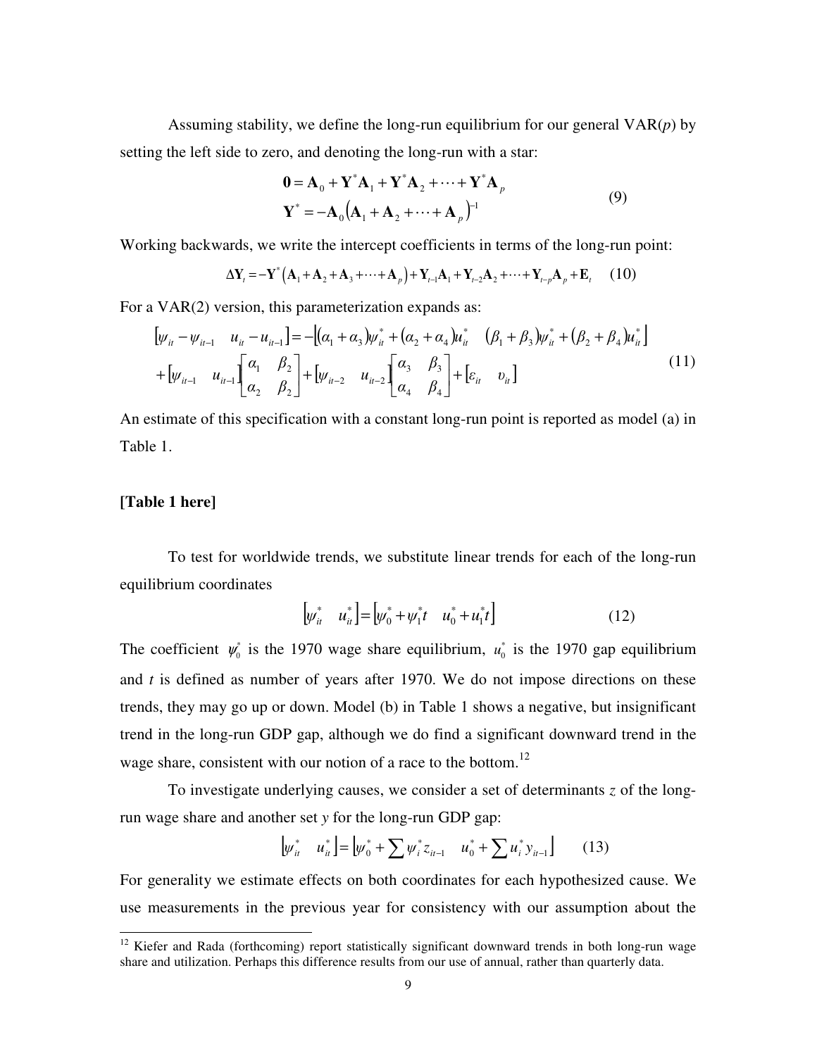Assuming stability, we define the long-run equilibrium for our general VAR($p$) by setting the left side to zero, and denoting the long-run with a star:

$$
\begin{aligned}
\mathbf{0} &= \mathbf{A}_0 + \mathbf{Y}^*\mathbf{A}_1 + \mathbf{Y}^*\mathbf{A}_2 + \cdots + \mathbf{Y}^*\mathbf{A}_p \\
\mathbf{Y}^* &= -\mathbf{A}_0\left(\mathbf{A}_1 + \mathbf{A}_2 + \cdots + \mathbf{A}_p\right)^{-1}
\end{aligned}
\tag{9}
$$

Working backwards, we write the intercept coefficients in terms of the long-run point:

$$
\Delta\mathbf{Y}_t = -\mathbf{Y}^*\left(\mathbf{A}_1 + \mathbf{A}_2 + \mathbf{A}_3 + \cdots + \mathbf{A}_p\right) + \mathbf{Y}_{t-1}\mathbf{A}_1 + \mathbf{Y}_{t-2}\mathbf{A}_2 + \cdots + \mathbf{Y}_{t-p}\mathbf{A}_p + \mathbf{E}_t \tag{10}
$$

For a VAR(2) version, this parameterization expands as:

$$
\begin{aligned}
\left[\psi_{it} - \psi_{it-1} \quad u_{it} - u_{it-1}\right] &= -\left[(\alpha_1 + \alpha_3)\psi_{it}^* + (\alpha_2 + \alpha_4)u_{it}^* \quad (\beta_1 + \beta_3)\psi_{it}^* + (\beta_2 + \beta_4)u_{it}^*\right] \\
&+ \left[\psi_{it-1} \quad u_{it-1}\right]\begin{bmatrix}\alpha_1 & \beta_2 \\ \alpha_2 & \beta_2\end{bmatrix} + \left[\psi_{it-2} \quad u_{it-2}\right]\begin{bmatrix}\alpha_3 & \beta_3 \\ \alpha_4 & \beta_4\end{bmatrix} + \left[\varepsilon_{it} \quad \upsilon_{it}\right]
\end{aligned}
\tag{11}
$$

An estimate of this specification with a constant long-run point is reported as model (a) in Table 1.

**[Table 1 here]**

To test for worldwide trends, we substitute linear trends for each of the long-run equilibrium coordinates

$$
\left[\psi_{it}^* \quad u_{it}^*\right] = \left[\psi_0^* + \psi_1^* t \quad u_0^* + u_1^* t\right] \tag{12}
$$

The coefficient $\psi_0^*$ is the 1970 wage share equilibrium, $u_0^*$ is the 1970 gap equilibrium and $t$ is defined as number of years after 1970. We do not impose directions on these trends, they may go up or down. Model (b) in Table 1 shows a negative, but insignificant trend in the long-run GDP gap, although we do find a significant downward trend in the wage share, consistent with our notion of a race to the bottom.[12]

To investigate underlying causes, we consider a set of determinants $z$ of the long-run wage share and another set $y$ for the long-run GDP gap:

$$
\left[\psi_{it}^* \quad u_{it}^*\right] = \left[\psi_0^* + \sum \psi_i^* z_{it-1} \quad u_0^* + \sum u_i^* y_{it-1}\right] \tag{13}
$$

For generality we estimate effects on both coordinates for each hypothesized cause. We use measurements in the previous year for consistency with our assumption about the

---

[12] Kiefer and Rada (forthcoming) report statistically significant downward trends in both long-run wage share and utilization. Perhaps this difference results from our use of annual, rather than quarterly data.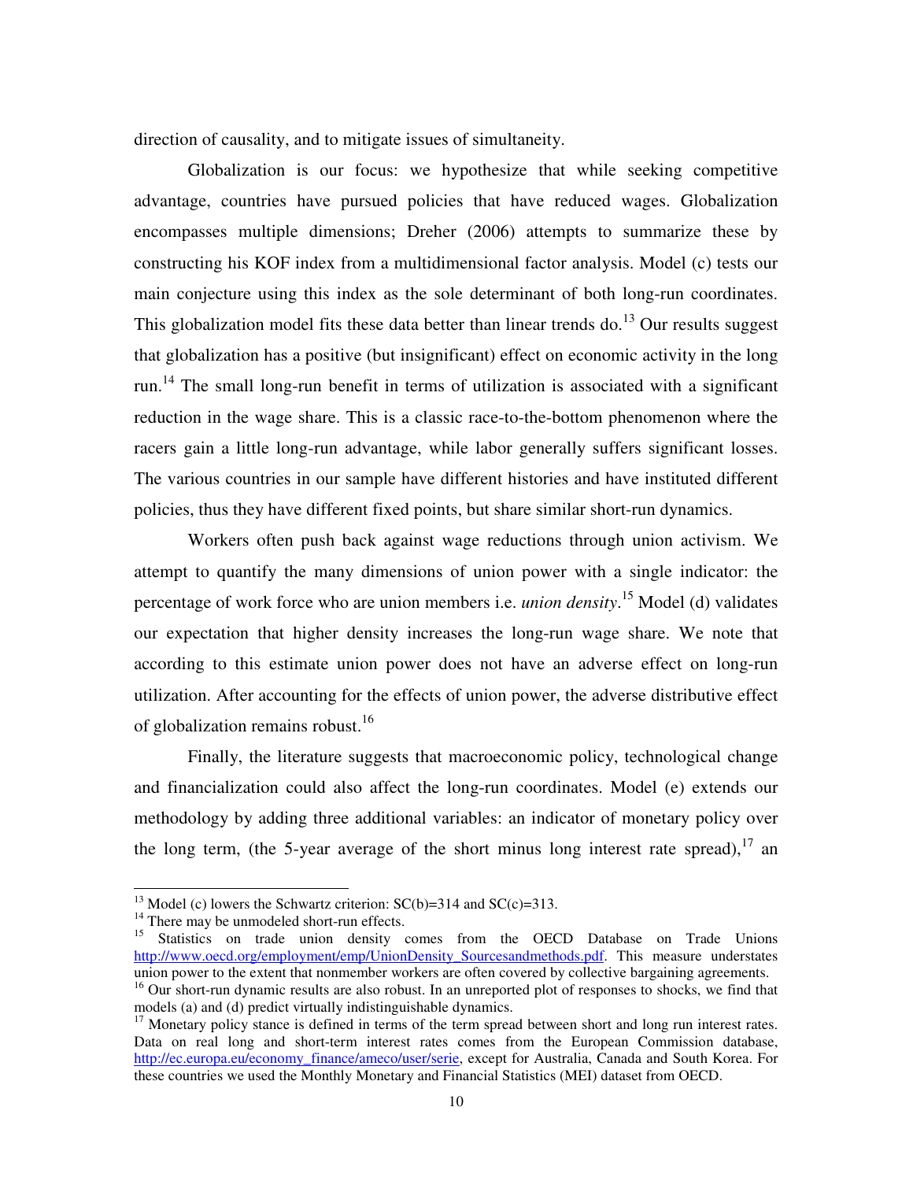direction of causality, and to mitigate issues of simultaneity.

Globalization is our focus: we hypothesize that while seeking competitive advantage, countries have pursued policies that have reduced wages. Globalization encompasses multiple dimensions; Dreher (2006) attempts to summarize these by constructing his KOF index from a multidimensional factor analysis. Model (c) tests our main conjecture using this index as the sole determinant of both long-run coordinates. This globalization model fits these data better than linear trends do.[13] Our results suggest that globalization has a positive (but insignificant) effect on economic activity in the long run.[14] The small long-run benefit in terms of utilization is associated with a significant reduction in the wage share. This is a classic race-to-the-bottom phenomenon where the racers gain a little long-run advantage, while labor generally suffers significant losses. The various countries in our sample have different histories and have instituted different policies, thus they have different fixed points, but share similar short-run dynamics.

Workers often push back against wage reductions through union activism. We attempt to quantify the many dimensions of union power with a single indicator: the percentage of work force who are union members i.e. *union density*.[15] Model (d) validates our expectation that higher density increases the long-run wage share. We note that according to this estimate union power does not have an adverse effect on long-run utilization. After accounting for the effects of union power, the adverse distributive effect of globalization remains robust.[16]

Finally, the literature suggests that macroeconomic policy, technological change and financialization could also affect the long-run coordinates. Model (e) extends our methodology by adding three additional variables: an indicator of monetary policy over the long term, (the 5-year average of the short minus long interest rate spread),[17] an

---

[13] Model (c) lowers the Schwartz criterion: SC(b)=314 and SC(c)=313.

[14] There may be unmodeled short-run effects.

[15] Statistics on trade union density comes from the OECD Database on Trade Unions http://www.oecd.org/employment/emp/UnionDensity_Sourcesandmethods.pdf. This measure understates union power to the extent that nonmember workers are often covered by collective bargaining agreements.

[16] Our short-run dynamic results are also robust. In an unreported plot of responses to shocks, we find that models (a) and (d) predict virtually indistinguishable dynamics.

[17] Monetary policy stance is defined in terms of the term spread between short and long run interest rates. Data on real long and short-term interest rates comes from the European Commission database, http://ec.europa.eu/economy_finance/ameco/user/serie, except for Australia, Canada and South Korea. For these countries we used the Monthly Monetary and Financial Statistics (MEI) dataset from OECD.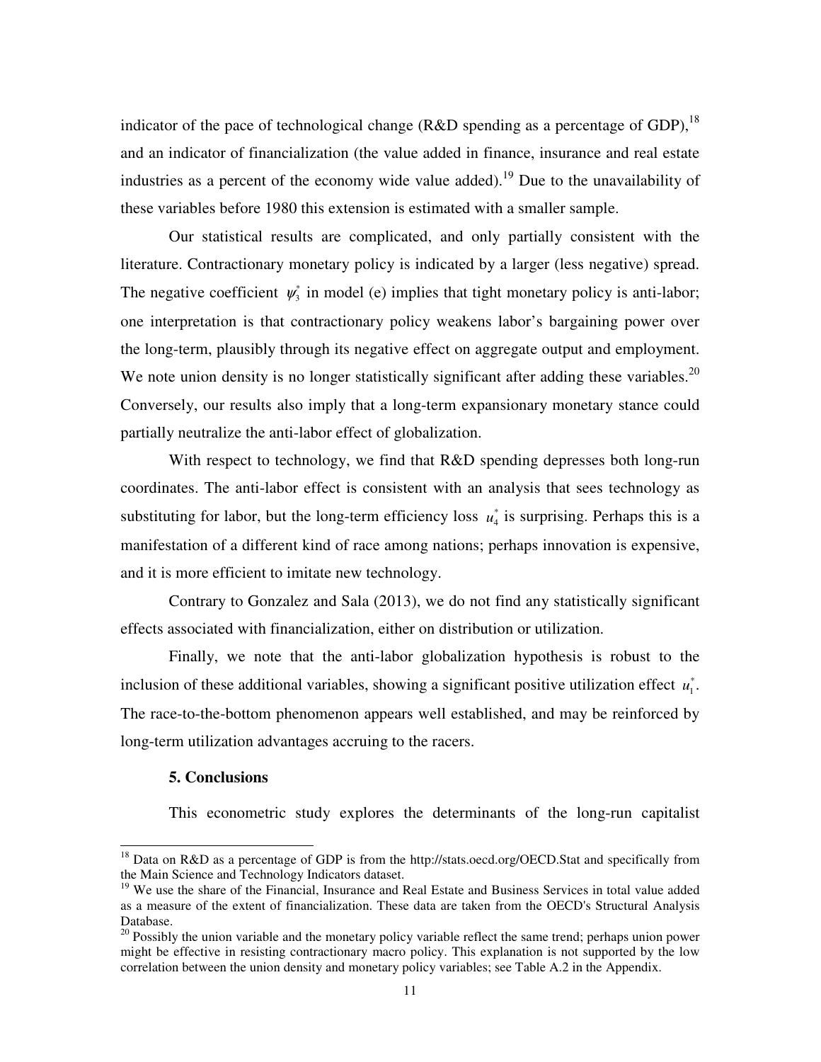indicator of the pace of technological change (R&D spending as a percentage of GDP),[18] and an indicator of financialization (the value added in finance, insurance and real estate industries as a percent of the economy wide value added).[19] Due to the unavailability of these variables before 1980 this extension is estimated with a smaller sample.

Our statistical results are complicated, and only partially consistent with the literature. Contractionary monetary policy is indicated by a larger (less negative) spread. The negative coefficient $\psi_3^*$ in model (e) implies that tight monetary policy is anti-labor; one interpretation is that contractionary policy weakens labor's bargaining power over the long-term, plausibly through its negative effect on aggregate output and employment. We note union density is no longer statistically significant after adding these variables.[20] Conversely, our results also imply that a long-term expansionary monetary stance could partially neutralize the anti-labor effect of globalization.

With respect to technology, we find that R&D spending depresses both long-run coordinates. The anti-labor effect is consistent with an analysis that sees technology as substituting for labor, but the long-term efficiency loss $u_4^*$ is surprising. Perhaps this is a manifestation of a different kind of race among nations; perhaps innovation is expensive, and it is more efficient to imitate new technology.

Contrary to Gonzalez and Sala (2013), we do not find any statistically significant effects associated with financialization, either on distribution or utilization.

Finally, we note that the anti-labor globalization hypothesis is robust to the inclusion of these additional variables, showing a significant positive utilization effect $u_1^*$. The race-to-the-bottom phenomenon appears well established, and may be reinforced by long-term utilization advantages accruing to the racers.

## 5. Conclusions

This econometric study explores the determinants of the long-run capitalist

---

[18] Data on R&D as a percentage of GDP is from the http://stats.oecd.org/OECD.Stat and specifically from the Main Science and Technology Indicators dataset.

[19] We use the share of the Financial, Insurance and Real Estate and Business Services in total value added as a measure of the extent of financialization. These data are taken from the OECD's Structural Analysis Database.

[20] Possibly the union variable and the monetary policy variable reflect the same trend; perhaps union power might be effective in resisting contractionary macro policy. This explanation is not supported by the low correlation between the union density and monetary policy variables; see Table A.2 in the Appendix.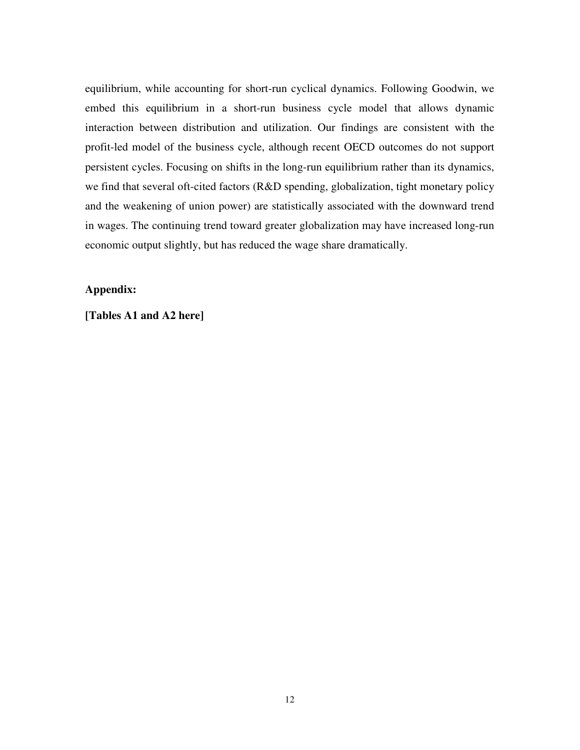equilibrium, while accounting for short-run cyclical dynamics. Following Goodwin, we embed this equilibrium in a short-run business cycle model that allows dynamic interaction between distribution and utilization. Our findings are consistent with the profit-led model of the business cycle, although recent OECD outcomes do not support persistent cycles. Focusing on shifts in the long-run equilibrium rather than its dynamics, we find that several oft-cited factors (R&D spending, globalization, tight monetary policy and the weakening of union power) are statistically associated with the downward trend in wages. The continuing trend toward greater globalization may have increased long-run economic output slightly, but has reduced the wage share dramatically.

**Appendix:**

**[Tables A1 and A2 here]**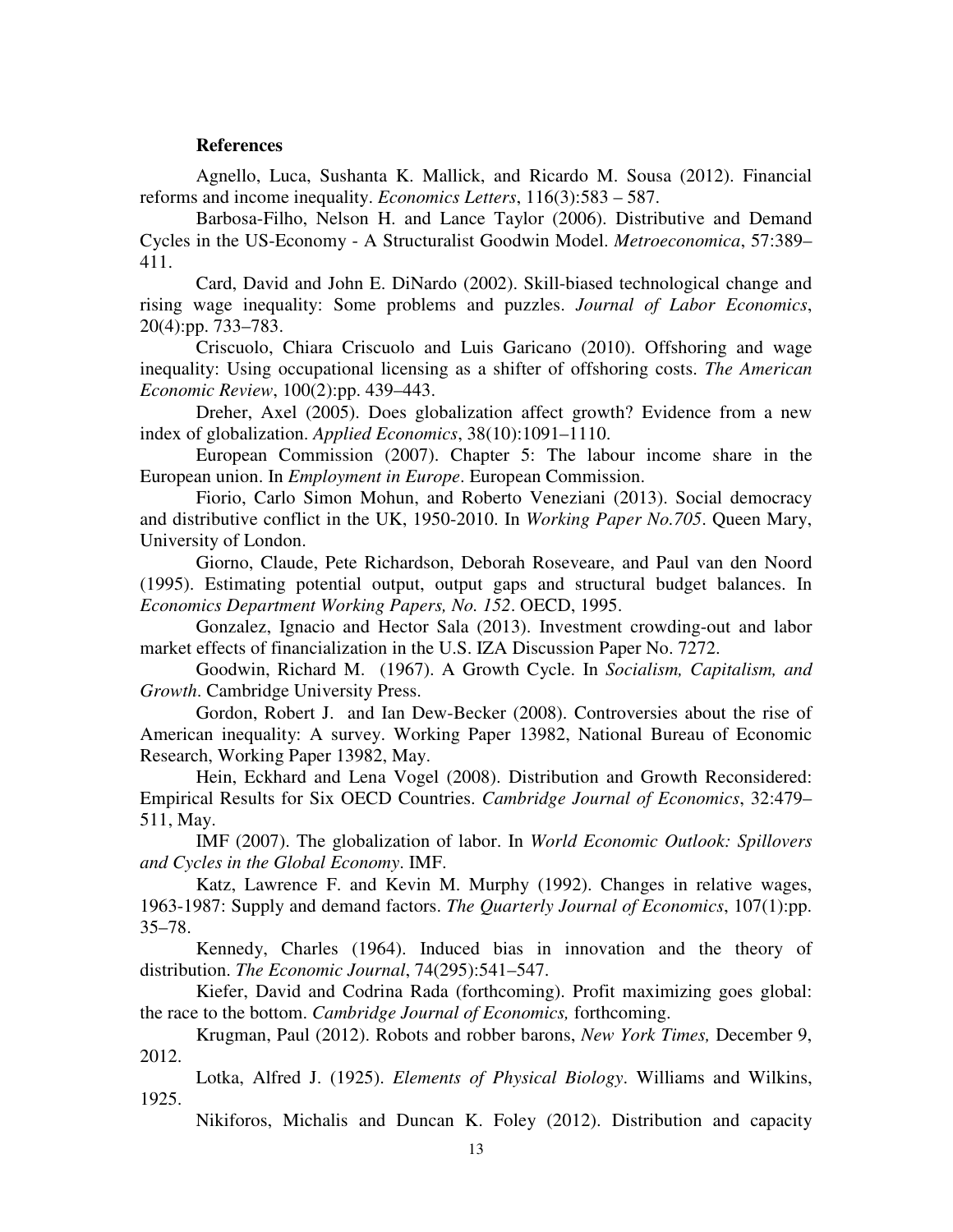**References**

Agnello, Luca, Sushanta K. Mallick, and Ricardo M. Sousa (2012). Financial reforms and income inequality. *Economics Letters*, 116(3):583 – 587.

Barbosa-Filho, Nelson H. and Lance Taylor (2006). Distributive and Demand Cycles in the US-Economy - A Structuralist Goodwin Model. *Metroeconomica*, 57:389–411.

Card, David and John E. DiNardo (2002). Skill-biased technological change and rising wage inequality: Some problems and puzzles. *Journal of Labor Economics*, 20(4):pp. 733–783.

Criscuolo, Chiara Criscuolo and Luis Garicano (2010). Offshoring and wage inequality: Using occupational licensing as a shifter of offshoring costs. *The American Economic Review*, 100(2):pp. 439–443.

Dreher, Axel (2005). Does globalization affect growth? Evidence from a new index of globalization. *Applied Economics*, 38(10):1091–1110.

European Commission (2007). Chapter 5: The labour income share in the European union. In *Employment in Europe*. European Commission.

Fiorio, Carlo Simon Mohun, and Roberto Veneziani (2013). Social democracy and distributive conflict in the UK, 1950-2010. In *Working Paper No.705*. Queen Mary, University of London.

Giorno, Claude, Pete Richardson, Deborah Roseveare, and Paul van den Noord (1995). Estimating potential output, output gaps and structural budget balances. In *Economics Department Working Papers, No. 152*. OECD, 1995.

Gonzalez, Ignacio and Hector Sala (2013). Investment crowding-out and labor market effects of financialization in the U.S. IZA Discussion Paper No. 7272.

Goodwin, Richard M. (1967). A Growth Cycle. In *Socialism, Capitalism, and Growth*. Cambridge University Press.

Gordon, Robert J. and Ian Dew-Becker (2008). Controversies about the rise of American inequality: A survey. Working Paper 13982, National Bureau of Economic Research, Working Paper 13982, May.

Hein, Eckhard and Lena Vogel (2008). Distribution and Growth Reconsidered: Empirical Results for Six OECD Countries. *Cambridge Journal of Economics*, 32:479–511, May.

IMF (2007). The globalization of labor. In *World Economic Outlook: Spillovers and Cycles in the Global Economy*. IMF.

Katz, Lawrence F. and Kevin M. Murphy (1992). Changes in relative wages, 1963-1987: Supply and demand factors. *The Quarterly Journal of Economics*, 107(1):pp. 35–78.

Kennedy, Charles (1964). Induced bias in innovation and the theory of distribution. *The Economic Journal*, 74(295):541–547.

Kiefer, David and Codrina Rada (forthcoming). Profit maximizing goes global: the race to the bottom. *Cambridge Journal of Economics,* forthcoming.

Krugman, Paul (2012). Robots and robber barons, *New York Times,* December 9, 2012.

Lotka, Alfred J. (1925). *Elements of Physical Biology*. Williams and Wilkins, 1925.

Nikiforos, Michalis and Duncan K. Foley (2012). Distribution and capacity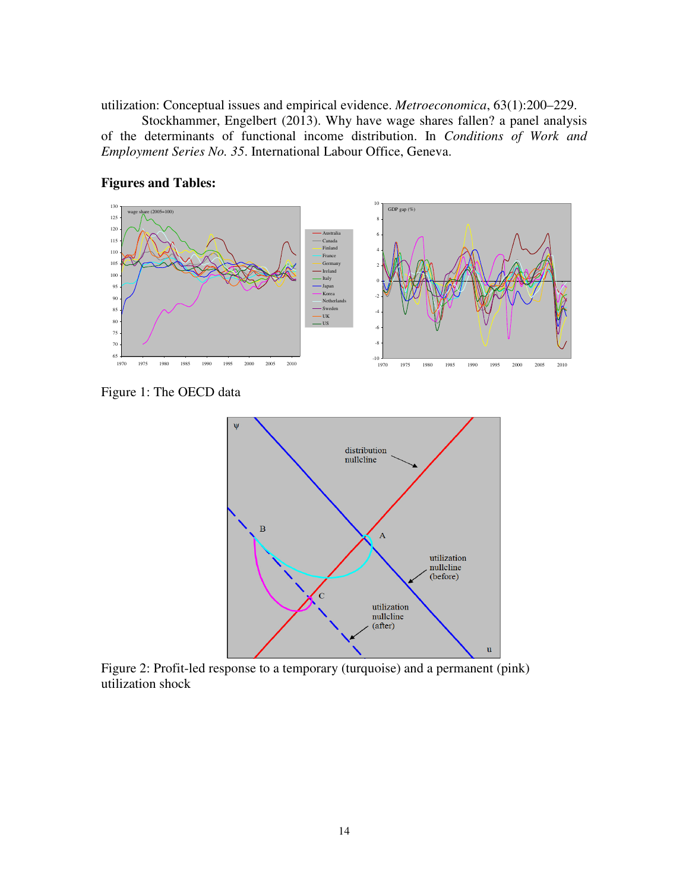utilization: Conceptual issues and empirical evidence. *Metroeconomica*, 63(1):200–229.

Stockhammer, Engelbert (2013). Why have wage shares fallen? a panel analysis of the determinants of functional income distribution. In *Conditions of Work and Employment Series No. 35*. International Labour Office, Geneva.

**Figures and Tables:**

Figure 1: The OECD data

Figure 2: Profit-led response to a temporary (turquoise) and a permanent (pink) utilization shock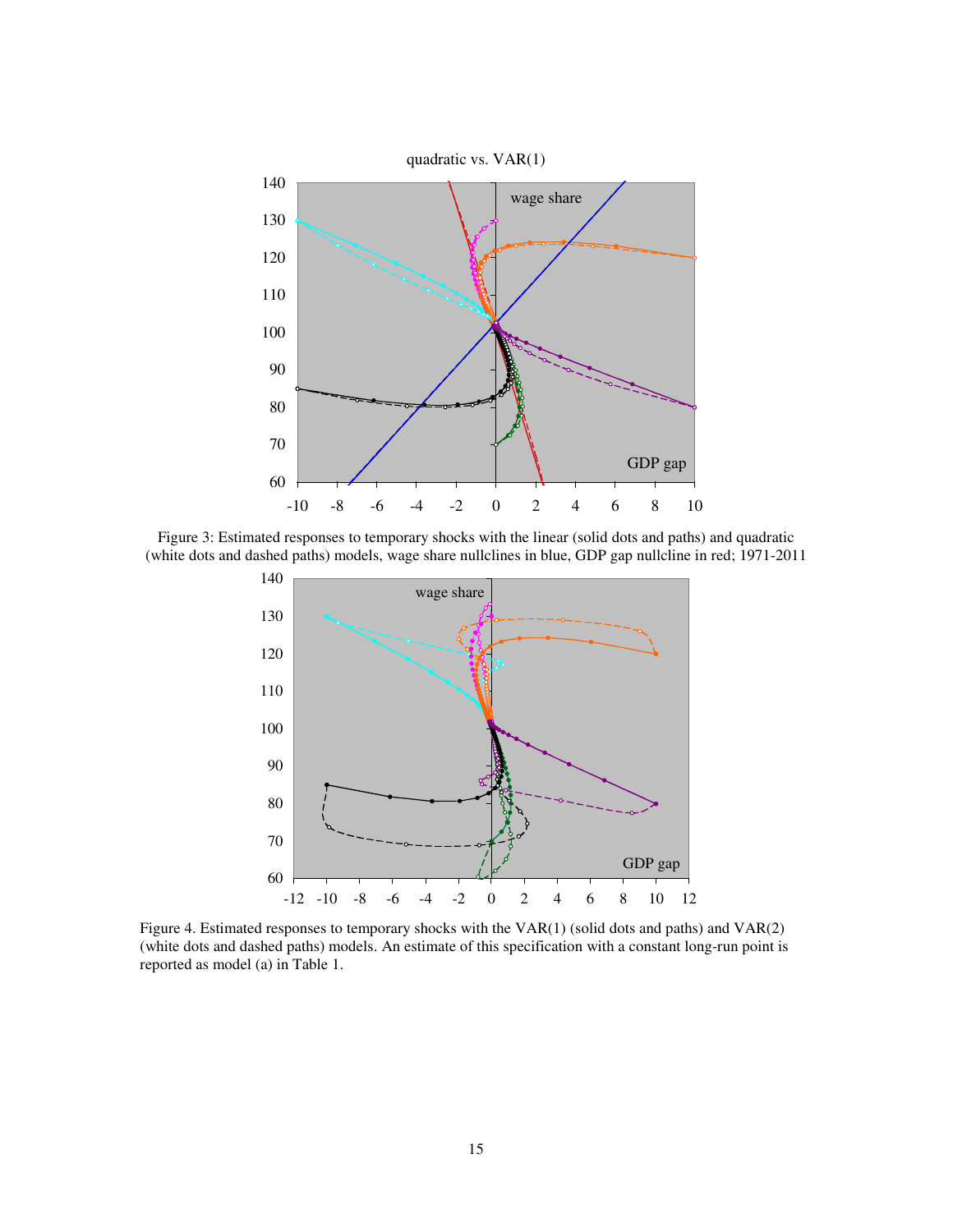Figure 3: Estimated responses to temporary shocks with the linear (solid dots and paths) and quadratic (white dots and dashed paths) models, wage share nullclines in blue, GDP gap nullcline in red; 1971-2011

Figure 4. Estimated responses to temporary shocks with the VAR(1) (solid dots and paths) and VAR(2) (white dots and dashed paths) models. An estimate of this specification with a constant long-run point is reported as model (a) in Table 1.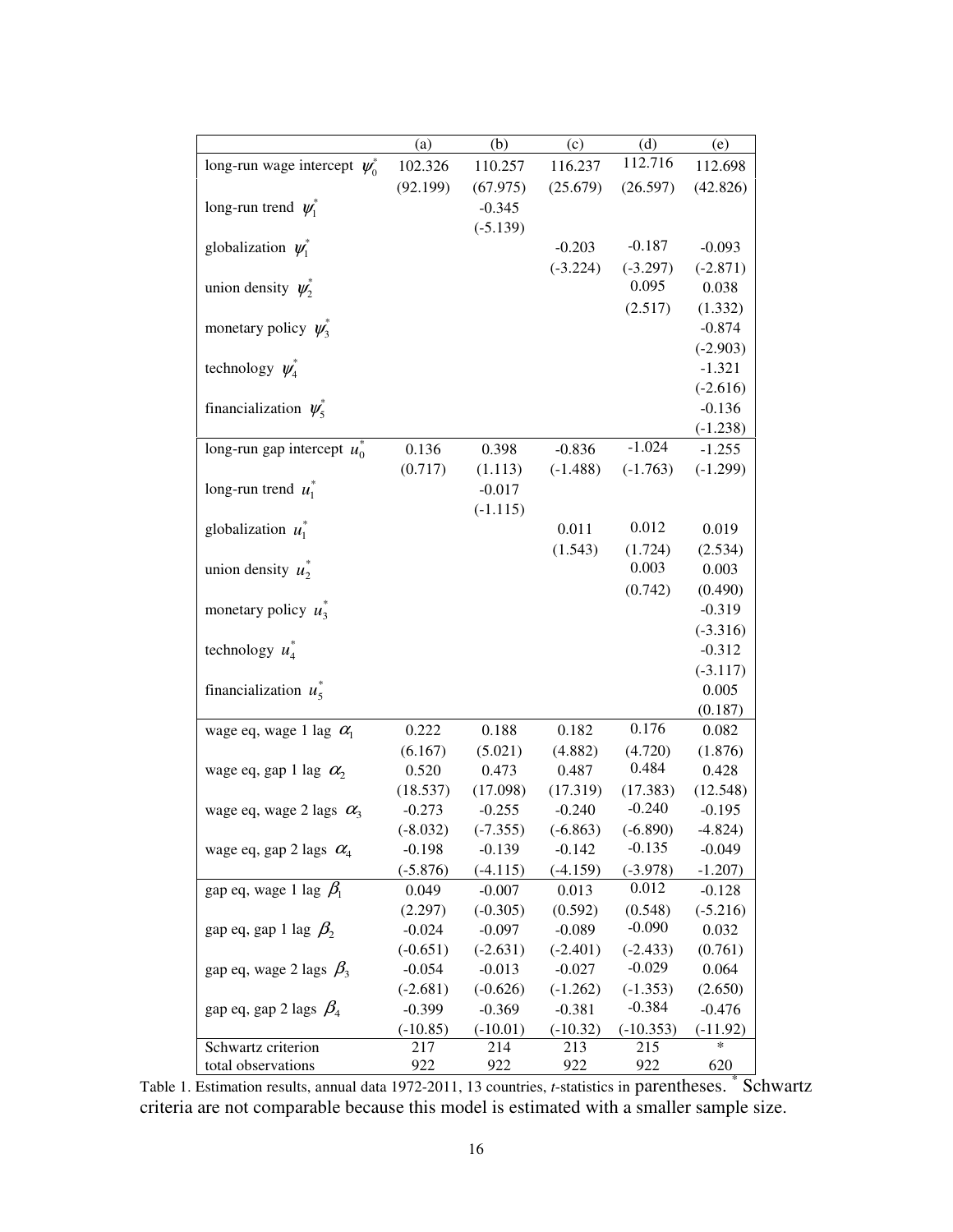| | (a) | (b) | (c) | (d) | (e) |
|---|---|---|---|---|---|
| long-run wage intercept $\psi_0^*$ | 102.326 | 110.257 | 116.237 | 112.716 | 112.698 |
| | (92.199) | (67.975) | (25.679) | (26.597) | (42.826) |
| long-run trend $\psi_1^*$ | | -0.345 | | | |
| | | (-5.139) | | | |
| globalization $\psi_1^*$ | | | -0.203 | -0.187 | -0.093 |
| | | | (-3.224) | (-3.297) | (-2.871) |
| union density $\psi_2^*$ | | | | 0.095 | 0.038 |
| | | | | (2.517) | (1.332) |
| monetary policy $\psi_3^*$ | | | | | -0.874 |
| | | | | | (-2.903) |
| technology $\psi_4^*$ | | | | | -1.321 |
| | | | | | (-2.616) |
| financialization $\psi_5^*$ | | | | | -0.136 |
| | | | | | (-1.238) |
| long-run gap intercept $u_0^*$ | 0.136 | 0.398 | -0.836 | -1.024 | -1.255 |
| | (0.717) | (1.113) | (-1.488) | (-1.763) | (-1.299) |
| long-run trend $u_1^*$ | | -0.017 | | | |
| | | (-1.115) | | | |
| globalization $u_1^*$ | | | 0.011 | 0.012 | 0.019 |
| | | | (1.543) | (1.724) | (2.534) |
| union density $u_2^*$ | | | | 0.003 | 0.003 |
| | | | | (0.742) | (0.490) |
| monetary policy $u_3^*$ | | | | | -0.319 |
| | | | | | (-3.316) |
| technology $u_4^*$ | | | | | -0.312 |
| | | | | | (-3.117) |
| financialization $u_5^*$ | | | | | 0.005 |
| | | | | | (0.187) |
| wage eq, wage 1 lag $\alpha_1$ | 0.222 | 0.188 | 0.182 | 0.176 | 0.082 |
| | (6.167) | (5.021) | (4.882) | (4.720) | (1.876) |
| wage eq, gap 1 lag $\alpha_2$ | 0.520 | 0.473 | 0.487 | 0.484 | 0.428 |
| | (18.537) | (17.098) | (17.319) | (17.383) | (12.548) |
| wage eq, wage 2 lags $\alpha_3$ | -0.273 | -0.255 | -0.240 | -0.240 | -0.195 |
| | (-8.032) | (-7.355) | (-6.863) | (-6.890) | -4.824) |
| wage eq, gap 2 lags $\alpha_4$ | -0.198 | -0.139 | -0.142 | -0.135 | -0.049 |
| | (-5.876) | (-4.115) | (-4.159) | (-3.978) | (-1.207) |
| gap eq, wage 1 lag $\beta_1$ | 0.049 | -0.007 | 0.013 | 0.012 | -0.128 |
| | (2.297) | (-0.305) | (0.592) | (0.548) | (-5.216) |
| gap eq, gap 1 lag $\beta_2$ | -0.024 | -0.097 | -0.089 | -0.090 | 0.032 |
| | (-0.651) | (-2.631) | (-2.401) | (-2.433) | (0.761) |
| gap eq, wage 2 lags $\beta_3$ | -0.054 | -0.013 | -0.027 | -0.029 | 0.064 |
| | (-2.681) | (-0.626) | (-1.262) | (-1.353) | (2.650) |
| gap eq, gap 2 lags $\beta_4$ | -0.399 | -0.369 | -0.381 | -0.384 | -0.476 |
| | (-10.85) | (-10.01) | (-10.32) | (-10.353) | (-11.92) |
| Schwartz criterion | 217 | 214 | 213 | 215 | * |
| total observations | 922 | 922 | 922 | 922 | 620 |

Table 1. Estimation results, annual data 1972-2011, 13 countries, *t*-statistics in parentheses. * Schwartz criteria are not comparable because this model is estimated with a smaller sample size.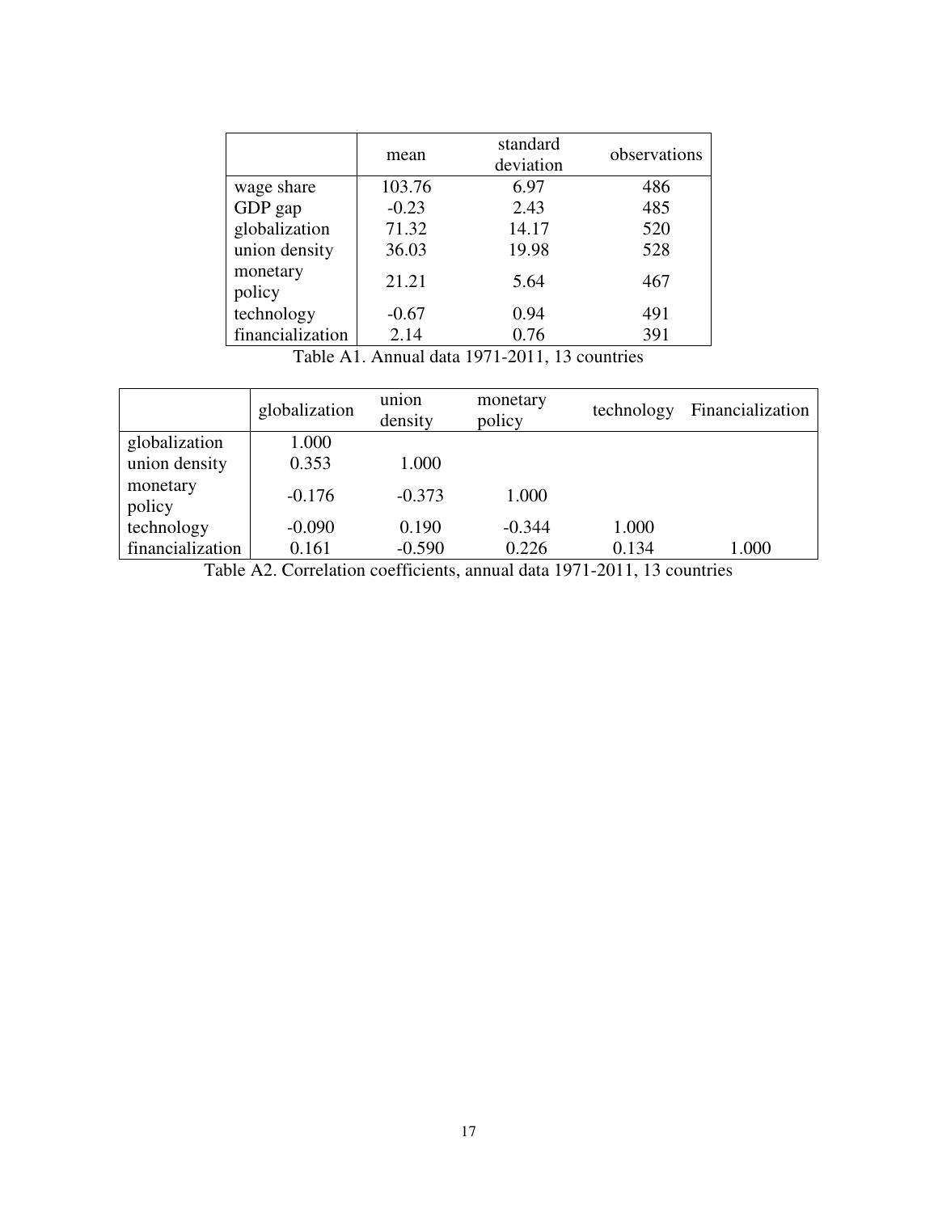| | mean | standard deviation | observations |
|---|---|---|---|
| wage share | 103.76 | 6.97 | 486 |
| GDP gap | -0.23 | 2.43 | 485 |
| globalization | 71.32 | 14.17 | 520 |
| union density | 36.03 | 19.98 | 528 |
| monetary policy | 21.21 | 5.64 | 467 |
| technology | -0.67 | 0.94 | 491 |
| financialization | 2.14 | 0.76 | 391 |

Table A1. Annual data 1971-2011, 13 countries

| | globalization | union density | monetary policy | technology | Financialization |
|---|---|---|---|---|---|
| globalization | 1.000 | | | | |
| union density | 0.353 | 1.000 | | | |
| monetary policy | -0.176 | -0.373 | 1.000 | | |
| technology | -0.090 | 0.190 | -0.344 | 1.000 | |
| financialization | 0.161 | -0.590 | 0.226 | 0.134 | 1.000 |

Table A2. Correlation coefficients, annual data 1971-2011, 13 countries